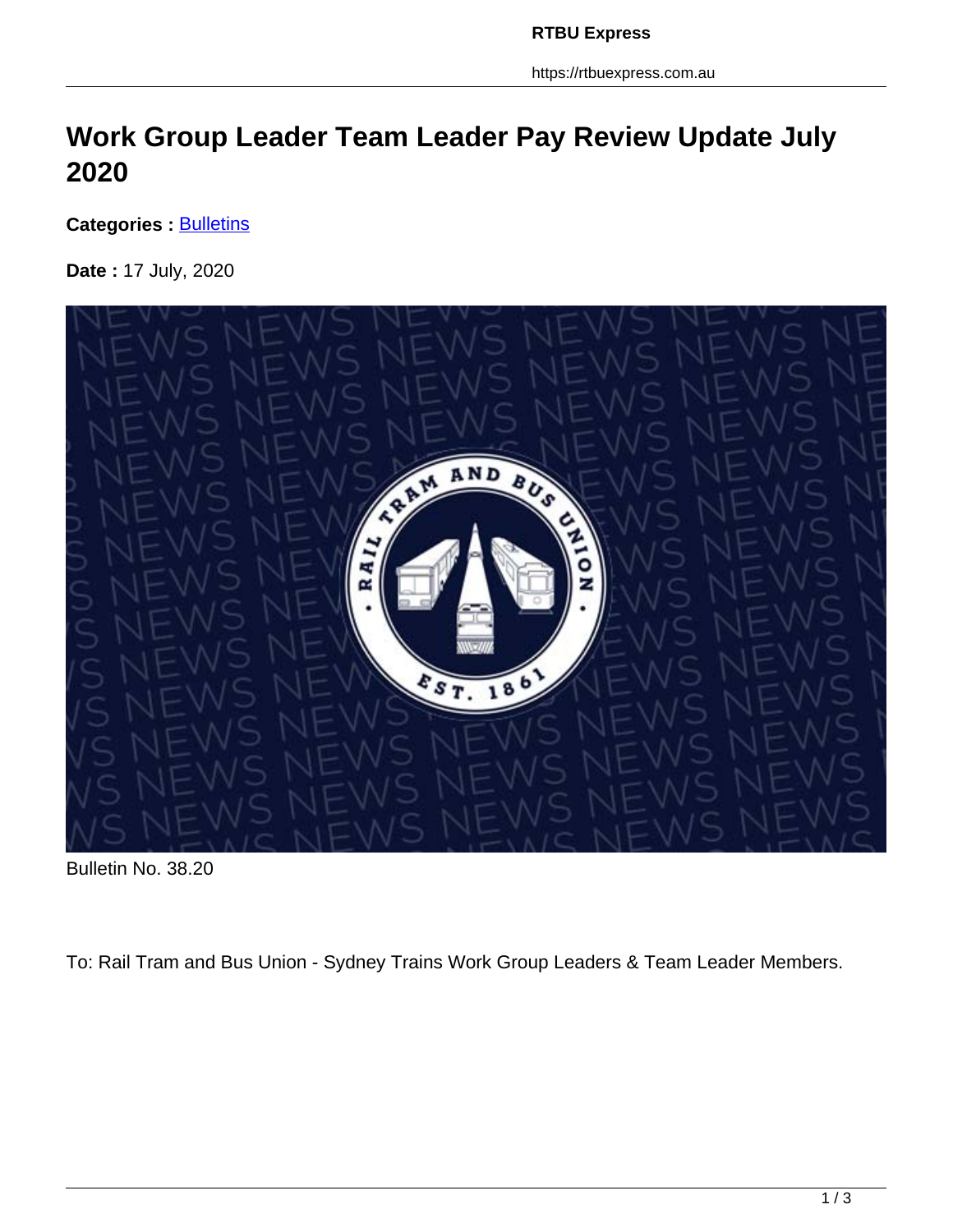# Work Group Leader Team Leader Pay Review Update July 2020

**Categories :** Bulletins

**Date :** 17 July, 2020

Bulletin No. 38.20

To: Rail Tram and Bus Union - Sydney Trains Work Group Leaders & Team Leader Members.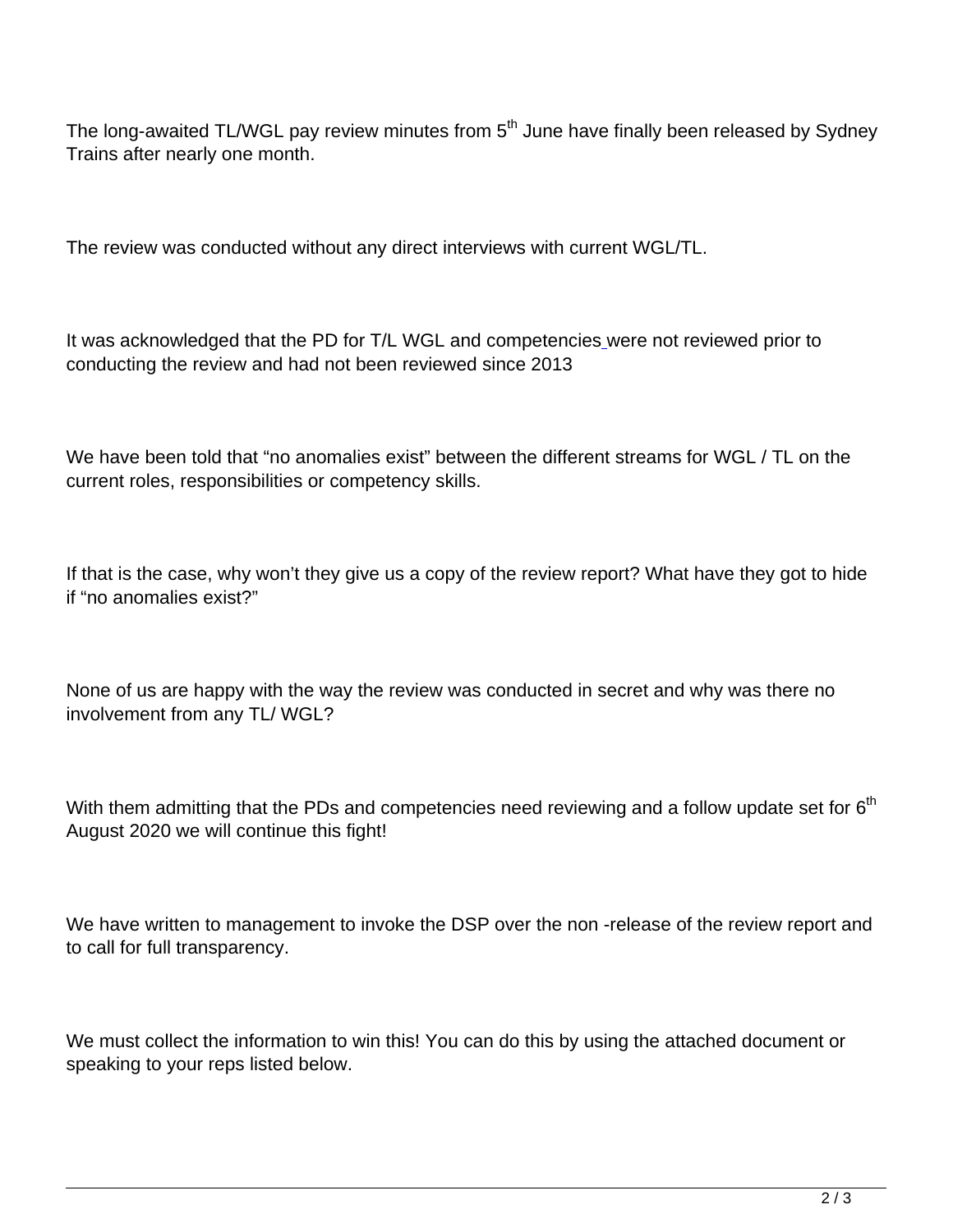The long-awaited TL/WGL pay review minutes from 5th June have finally been released by Sydney Trains after nearly one month.

The review was conducted without any direct interviews with current WGL/TL.

It was acknowledged that the PD for T/L WGL and competencies were not reviewed prior to conducting the review and had not been reviewed since 2013

We have been told that “no anomalies exist” between the different streams for WGL / TL on the current roles, responsibilities or competency skills.

If that is the case, why won’t they give us a copy of the review report? What have they got to hide if “no anomalies exist?”

None of us are happy with the way the review was conducted in secret and why was there no involvement from any TL/ WGL?

With them admitting that the PDs and competencies need reviewing and a follow update set for 6th August 2020 we will continue this fight!

We have written to management to invoke the DSP over the non -release of the review report and to call for full transparency.

We must collect the information to win this! You can do this by using the attached document or speaking to your reps listed below.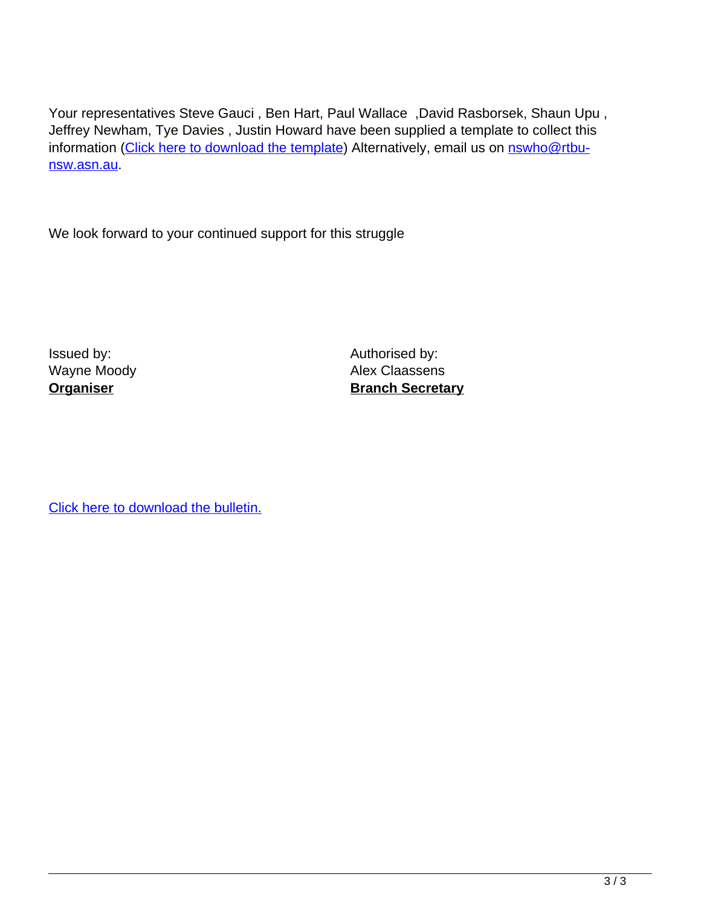Your representatives Steve Gauci , Ben Hart, Paul Wallace ,David Rasborsek, Shaun Upu , Jeffrey Newham, Tye Davies , Justin Howard have been supplied a template to collect this information (Click here to download the template) Alternatively, email us on nswho@rtbu-nsw.asn.au.

We look forward to your continued support for this struggle

Issued by:
Wayne Moody
**Organiser**

Authorised by:
Alex Claassens
**Branch Secretary**

Click here to download the bulletin.